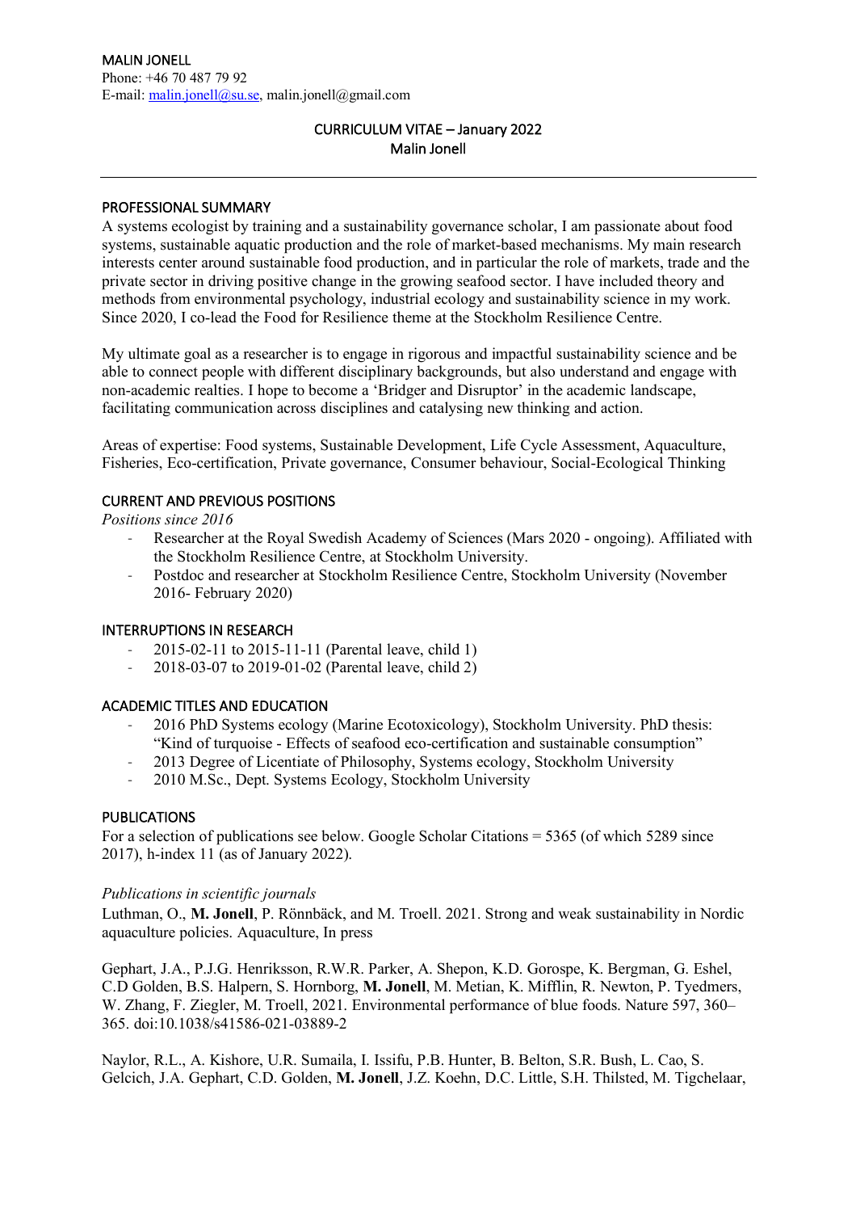MALIN JONELL
Phone: +46 70 487 79 92
E-mail: malin.jonell@su.se, malin.jonell@gmail.com

# CURRICULUM VITAE – January 2022
Malin Jonell

---

## PROFESSIONAL SUMMARY

A systems ecologist by training and a sustainability governance scholar, I am passionate about food systems, sustainable aquatic production and the role of market-based mechanisms. My main research interests center around sustainable food production, and in particular the role of markets, trade and the private sector in driving positive change in the growing seafood sector. I have included theory and methods from environmental psychology, industrial ecology and sustainability science in my work. Since 2020, I co-lead the Food for Resilience theme at the Stockholm Resilience Centre.

My ultimate goal as a researcher is to engage in rigorous and impactful sustainability science and be able to connect people with different disciplinary backgrounds, but also understand and engage with non-academic realties. I hope to become a 'Bridger and Disruptor' in the academic landscape, facilitating communication across disciplines and catalysing new thinking and action.

Areas of expertise: Food systems, Sustainable Development, Life Cycle Assessment, Aquaculture, Fisheries, Eco-certification, Private governance, Consumer behaviour, Social-Ecological Thinking

## CURRENT AND PREVIOUS POSITIONS

*Positions since 2016*

- Researcher at the Royal Swedish Academy of Sciences (Mars 2020 - ongoing). Affiliated with the Stockholm Resilience Centre, at Stockholm University.
- Postdoc and researcher at Stockholm Resilience Centre, Stockholm University (November 2016- February 2020)

## INTERRUPTIONS IN RESEARCH

- 2015-02-11 to 2015-11-11 (Parental leave, child 1)
- 2018-03-07 to 2019-01-02 (Parental leave, child 2)

## ACADEMIC TITLES AND EDUCATION

- 2016 PhD Systems ecology (Marine Ecotoxicology), Stockholm University. PhD thesis: "Kind of turquoise - Effects of seafood eco-certification and sustainable consumption"
- 2013 Degree of Licentiate of Philosophy, Systems ecology, Stockholm University
- 2010 M.Sc., Dept. Systems Ecology, Stockholm University

## PUBLICATIONS

For a selection of publications see below. Google Scholar Citations = 5365 (of which 5289 since 2017), h-index 11 (as of January 2022).

*Publications in scientific journals*

Luthman, O., **M. Jonell**, P. Rönnbäck, and M. Troell. 2021. Strong and weak sustainability in Nordic aquaculture policies. Aquaculture, In press

Gephart, J.A., P.J.G. Henriksson, R.W.R. Parker, A. Shepon, K.D. Gorospe, K. Bergman, G. Eshel, C.D Golden, B.S. Halpern, S. Hornborg, **M. Jonell**, M. Metian, K. Mifflin, R. Newton, P. Tyedmers, W. Zhang, F. Ziegler, M. Troell, 2021. Environmental performance of blue foods. Nature 597, 360–365. doi:10.1038/s41586-021-03889-2

Naylor, R.L., A. Kishore, U.R. Sumaila, I. Issifu, P.B. Hunter, B. Belton, S.R. Bush, L. Cao, S. Gelcich, J.A. Gephart, C.D. Golden, **M. Jonell**, J.Z. Koehn, D.C. Little, S.H. Thilsted, M. Tigchelaar,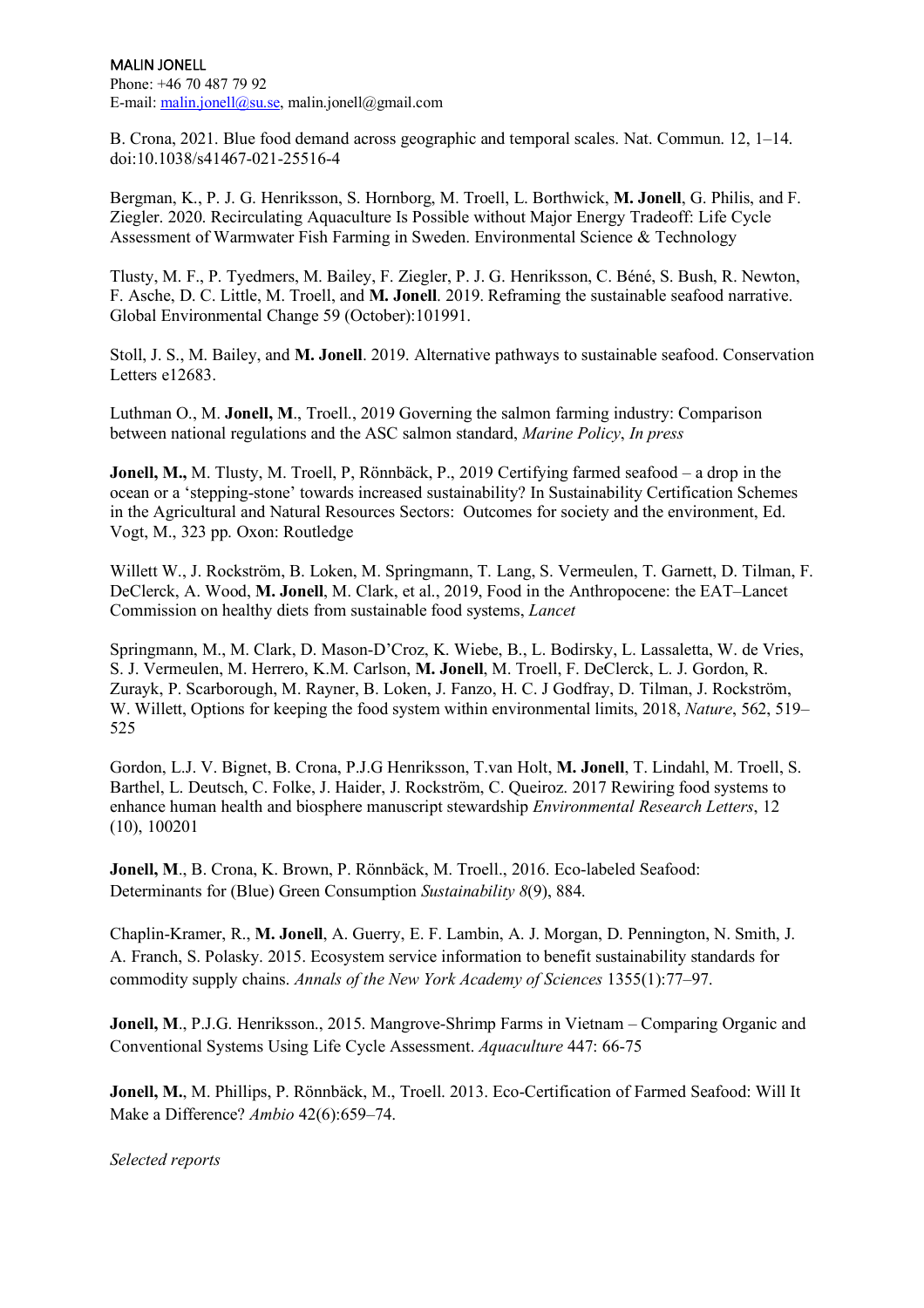B. Crona, 2021. Blue food demand across geographic and temporal scales. Nat. Commun. 12, 1–14. doi:10.1038/s41467-021-25516-4

Bergman, K., P. J. G. Henriksson, S. Hornborg, M. Troell, L. Borthwick, **M. Jonell**, G. Philis, and F. Ziegler. 2020. Recirculating Aquaculture Is Possible without Major Energy Tradeoff: Life Cycle Assessment of Warmwater Fish Farming in Sweden. Environmental Science & Technology

Tlusty, M. F., P. Tyedmers, M. Bailey, F. Ziegler, P. J. G. Henriksson, C. Béné, S. Bush, R. Newton, F. Asche, D. C. Little, M. Troell, and **M. Jonell**. 2019. Reframing the sustainable seafood narrative. Global Environmental Change 59 (October):101991.

Stoll, J. S., M. Bailey, and **M. Jonell**. 2019. Alternative pathways to sustainable seafood. Conservation Letters e12683.

Luthman O., M. **Jonell, M.**, Troell., 2019 Governing the salmon farming industry: Comparison between national regulations and the ASC salmon standard, *Marine Policy*, *In press*

**Jonell, M.,** M. Tlusty, M. Troell, P, Rönnbäck, P., 2019 Certifying farmed seafood – a drop in the ocean or a 'stepping-stone' towards increased sustainability? In Sustainability Certification Schemes in the Agricultural and Natural Resources Sectors: Outcomes for society and the environment, Ed. Vogt, M., 323 pp. Oxon: Routledge

Willett W., J. Rockström, B. Loken, M. Springmann, T. Lang, S. Vermeulen, T. Garnett, D. Tilman, F. DeClerck, A. Wood, **M. Jonell**, M. Clark, et al., 2019, Food in the Anthropocene: the EAT–Lancet Commission on healthy diets from sustainable food systems, *Lancet*

Springmann, M., M. Clark, D. Mason-D'Croz, K. Wiebe, B., L. Bodirsky, L. Lassaletta, W. de Vries, S. J. Vermeulen, M. Herrero, K.M. Carlson, **M. Jonell**, M. Troell, F. DeClerck, L. J. Gordon, R. Zurayk, P. Scarborough, M. Rayner, B. Loken, J. Fanzo, H. C. J Godfray, D. Tilman, J. Rockström, W. Willett, Options for keeping the food system within environmental limits, 2018, *Nature*, 562, 519–525

Gordon, L.J. V. Bignet, B. Crona, P.J.G Henriksson, T.van Holt, **M. Jonell**, T. Lindahl, M. Troell, S. Barthel, L. Deutsch, C. Folke, J. Haider, J. Rockström, C. Queiroz. 2017 Rewiring food systems to enhance human health and biosphere manuscript stewardship *Environmental Research Letters*, 12 (10), 100201

**Jonell, M**., B. Crona, K. Brown, P. Rönnbäck, M. Troell., 2016. Eco-labeled Seafood: Determinants for (Blue) Green Consumption *Sustainability 8*(9), 884.

Chaplin-Kramer, R., **M. Jonell**, A. Guerry, E. F. Lambin, A. J. Morgan, D. Pennington, N. Smith, J. A. Franch, S. Polasky. 2015. Ecosystem service information to benefit sustainability standards for commodity supply chains. *Annals of the New York Academy of Sciences* 1355(1):77–97.

**Jonell, M**., P.J.G. Henriksson., 2015. Mangrove-Shrimp Farms in Vietnam – Comparing Organic and Conventional Systems Using Life Cycle Assessment. *Aquaculture* 447: 66-75

**Jonell, M.**, M. Phillips, P. Rönnbäck, M., Troell. 2013. Eco-Certification of Farmed Seafood: Will It Make a Difference? *Ambio* 42(6):659–74.

*Selected reports*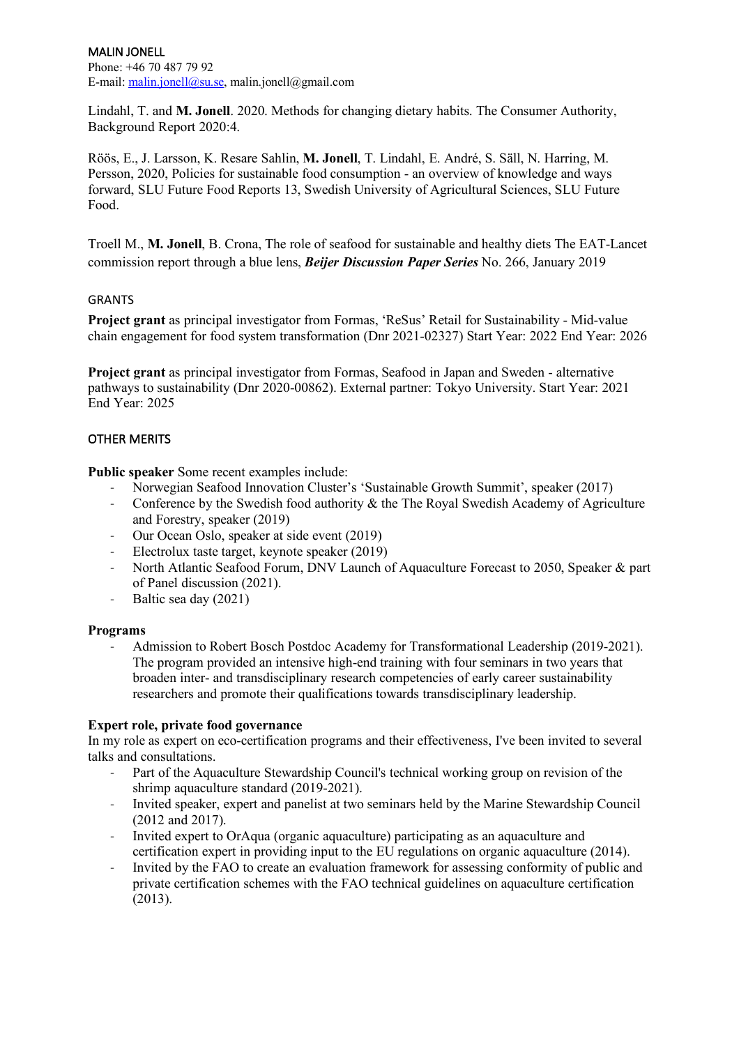MALIN JONELL
Phone: +46 70 487 79 92
E-mail: malin.jonell@su.se, malin.jonell@gmail.com

Lindahl, T. and **M. Jonell**. 2020. Methods for changing dietary habits. The Consumer Authority, Background Report 2020:4.

Röös, E., J. Larsson, K. Resare Sahlin, **M. Jonell**, T. Lindahl, E. André, S. Säll, N. Harring, M. Persson, 2020, Policies for sustainable food consumption - an overview of knowledge and ways forward, SLU Future Food Reports 13, Swedish University of Agricultural Sciences, SLU Future Food.

Troell M., **M. Jonell**, B. Crona, The role of seafood for sustainable and healthy diets The EAT-Lancet commission report through a blue lens, ***Beijer Discussion Paper Series*** No. 266, January 2019

## GRANTS

**Project grant** as principal investigator from Formas, 'ReSus' Retail for Sustainability - Mid-value chain engagement for food system transformation (Dnr 2021-02327) Start Year: 2022 End Year: 2026

**Project grant** as principal investigator from Formas, Seafood in Japan and Sweden - alternative pathways to sustainability (Dnr 2020-00862). External partner: Tokyo University. Start Year: 2021 End Year: 2025

## OTHER MERITS

**Public speaker** Some recent examples include:

- Norwegian Seafood Innovation Cluster's 'Sustainable Growth Summit', speaker (2017)
- Conference by the Swedish food authority & the The Royal Swedish Academy of Agriculture and Forestry, speaker (2019)
- Our Ocean Oslo, speaker at side event (2019)
- Electrolux taste target, keynote speaker (2019)
- North Atlantic Seafood Forum, DNV Launch of Aquaculture Forecast to 2050, Speaker & part of Panel discussion (2021).
- Baltic sea day (2021)

**Programs**

- Admission to Robert Bosch Postdoc Academy for Transformational Leadership (2019-2021). The program provided an intensive high-end training with four seminars in two years that broaden inter- and transdisciplinary research competencies of early career sustainability researchers and promote their qualifications towards transdisciplinary leadership.

**Expert role, private food governance**

In my role as expert on eco-certification programs and their effectiveness, I've been invited to several talks and consultations.

- Part of the Aquaculture Stewardship Council's technical working group on revision of the shrimp aquaculture standard (2019-2021).
- Invited speaker, expert and panelist at two seminars held by the Marine Stewardship Council (2012 and 2017).
- Invited expert to OrAqua (organic aquaculture) participating as an aquaculture and certification expert in providing input to the EU regulations on organic aquaculture (2014).
- Invited by the FAO to create an evaluation framework for assessing conformity of public and private certification schemes with the FAO technical guidelines on aquaculture certification (2013).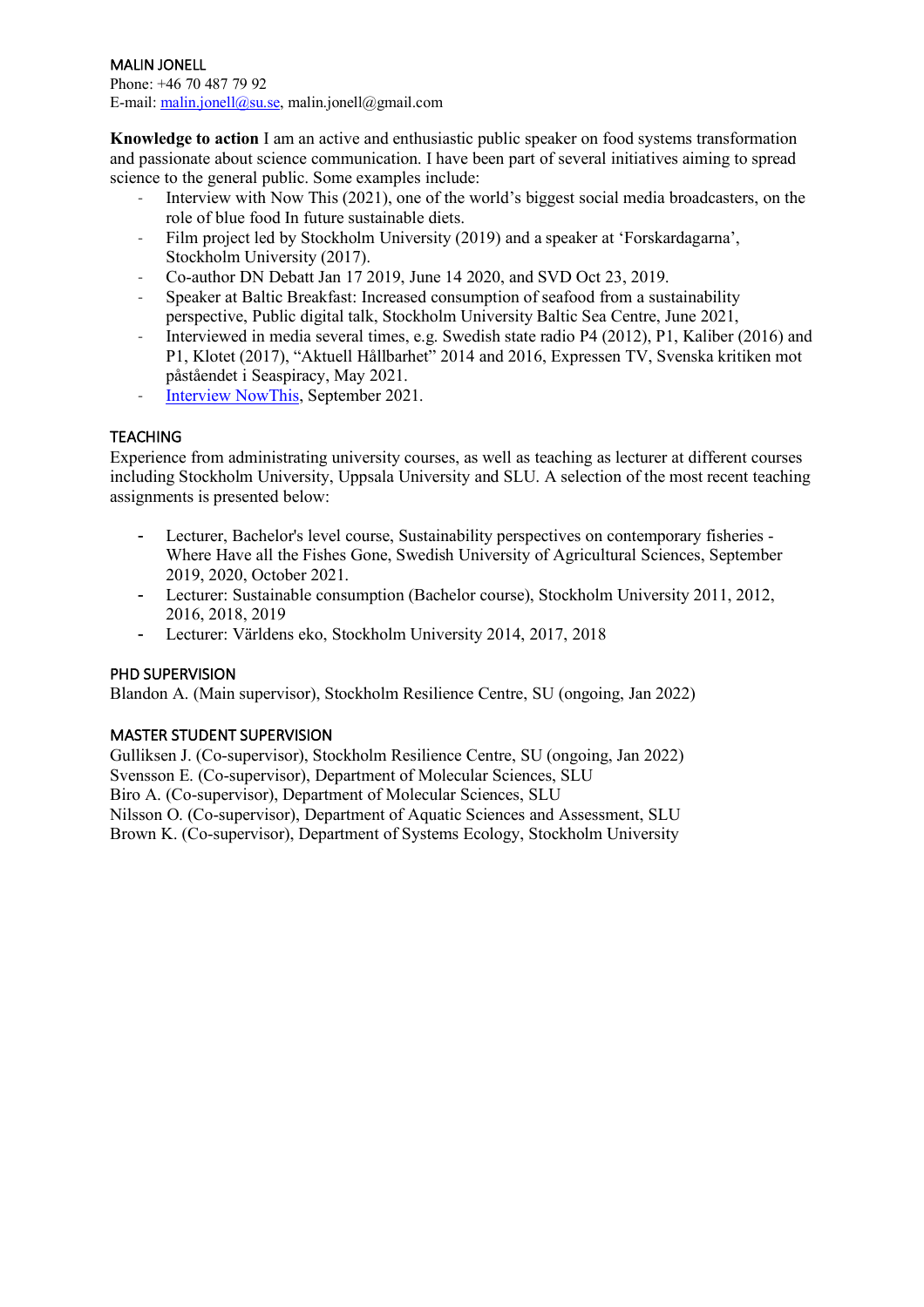MALIN JONELL

Phone: +46 70 487 79 92

E-mail: malin.jonell@su.se, malin.jonell@gmail.com

**Knowledge to action** I am an active and enthusiastic public speaker on food systems transformation and passionate about science communication. I have been part of several initiatives aiming to spread science to the general public. Some examples include:

- Interview with Now This (2021), one of the world's biggest social media broadcasters, on the role of blue food In future sustainable diets.
- Film project led by Stockholm University (2019) and a speaker at 'Forskardagarna', Stockholm University (2017).
- Co-author DN Debatt Jan 17 2019, June 14 2020, and SVD Oct 23, 2019.
- Speaker at Baltic Breakfast: Increased consumption of seafood from a sustainability perspective, Public digital talk, Stockholm University Baltic Sea Centre, June 2021,
- Interviewed in media several times, e.g. Swedish state radio P4 (2012), P1, Kaliber (2016) and P1, Klotet (2017), "Aktuell Hållbarhet" 2014 and 2016, Expressen TV, Svenska kritiken mot påståendet i Seaspiracy, May 2021.
- Interview NowThis, September 2021.

## TEACHING

Experience from administrating university courses, as well as teaching as lecturer at different courses including Stockholm University, Uppsala University and SLU. A selection of the most recent teaching assignments is presented below:

- Lecturer, Bachelor's level course, Sustainability perspectives on contemporary fisheries - Where Have all the Fishes Gone, Swedish University of Agricultural Sciences, September 2019, 2020, October 2021.
- Lecturer: Sustainable consumption (Bachelor course), Stockholm University 2011, 2012, 2016, 2018, 2019
- Lecturer: Världens eko, Stockholm University 2014, 2017, 2018

## PHD SUPERVISION

Blandon A. (Main supervisor), Stockholm Resilience Centre, SU (ongoing, Jan 2022)

## MASTER STUDENT SUPERVISION

Gulliksen J. (Co-supervisor), Stockholm Resilience Centre, SU (ongoing, Jan 2022)
Svensson E. (Co-supervisor), Department of Molecular Sciences, SLU
Biro A. (Co-supervisor), Department of Molecular Sciences, SLU
Nilsson O. (Co-supervisor), Department of Aquatic Sciences and Assessment, SLU
Brown K. (Co-supervisor), Department of Systems Ecology, Stockholm University